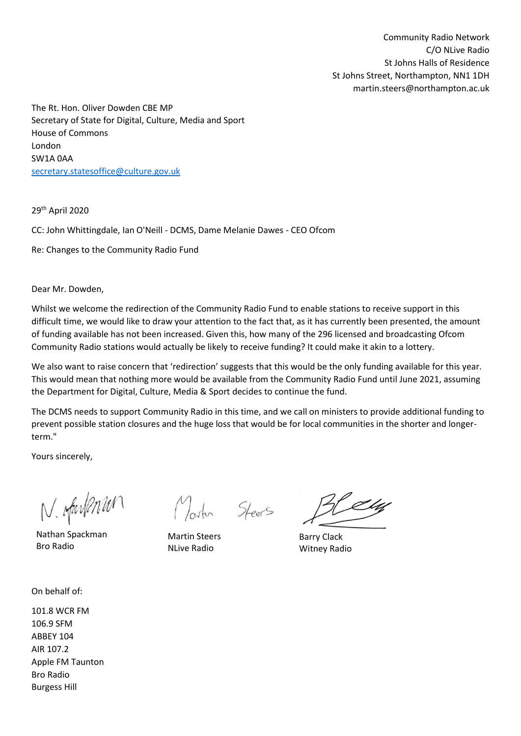Community Radio Network
C/O NLive Radio
St Johns Halls of Residence
St Johns Street, Northampton, NN1 1DH
martin.steers@northampton.ac.uk

The Rt. Hon. Oliver Dowden CBE MP
Secretary of State for Digital, Culture, Media and Sport
House of Commons
London
SW1A 0AA
secretary.statesoffice@culture.gov.uk

29th April 2020

CC: John Whittingdale, Ian O'Neill - DCMS, Dame Melanie Dawes - CEO Ofcom

Re: Changes to the Community Radio Fund

Dear Mr. Dowden,

Whilst we welcome the redirection of the Community Radio Fund to enable stations to receive support in this difficult time, we would like to draw your attention to the fact that, as it has currently been presented, the amount of funding available has not been increased. Given this, how many of the 296 licensed and broadcasting Ofcom Community Radio stations would actually be likely to receive funding? It could make it akin to a lottery.

We also want to raise concern that 'redirection' suggests that this would be the only funding available for this year. This would mean that nothing more would be available from the Community Radio Fund until June 2021, assuming the Department for Digital, Culture, Media & Sport decides to continue the fund.

The DCMS needs to support Community Radio in this time, and we call on ministers to provide additional funding to prevent possible station closures and the huge loss that would be for local communities in the shorter and longer-term."

Yours sincerely,

Nathan Spackman
Bro Radio

Martin Steers
NLive Radio

Barry Clack
Witney Radio

On behalf of:

101.8 WCR FM
106.9 SFM
ABBEY 104
AIR 107.2
Apple FM Taunton
Bro Radio
Burgess Hill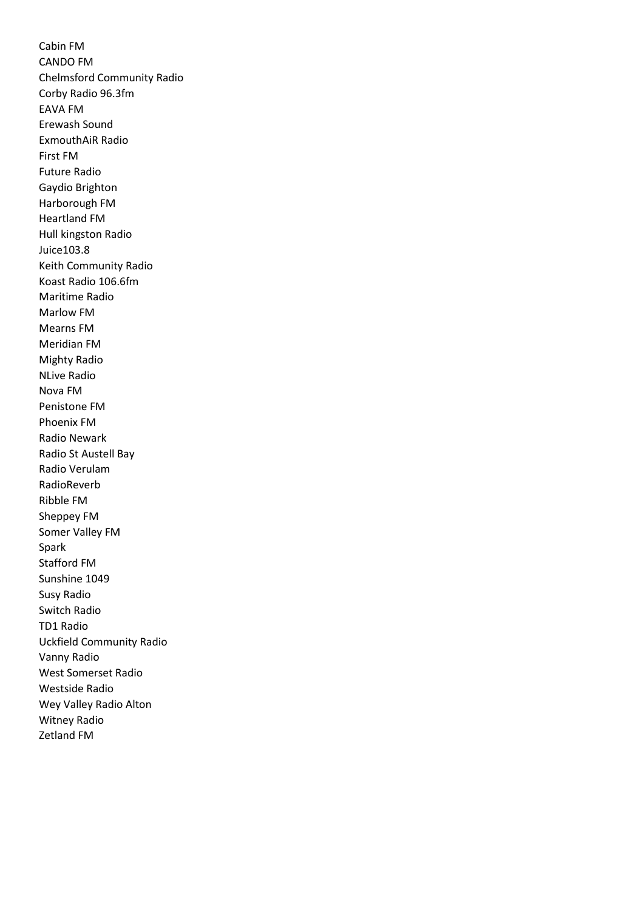Cabin FM
CANDO FM
Chelmsford Community Radio
Corby Radio 96.3fm
EAVA FM
Erewash Sound
ExmouthAiR Radio
First FM
Future Radio
Gaydio Brighton
Harborough FM
Heartland FM
Hull kingston Radio
Juice103.8
Keith Community Radio
Koast Radio 106.6fm
Maritime Radio
Marlow FM
Mearns FM
Meridian FM
Mighty Radio
NLive Radio
Nova FM
Penistone FM
Phoenix FM
Radio Newark
Radio St Austell Bay
Radio Verulam
RadioReverb
Ribble FM
Sheppey FM
Somer Valley FM
Spark
Stafford FM
Sunshine 1049
Susy Radio
Switch Radio
TD1 Radio
Uckfield Community Radio
Vanny Radio
West Somerset Radio
Westside Radio
Wey Valley Radio Alton
Witney Radio
Zetland FM